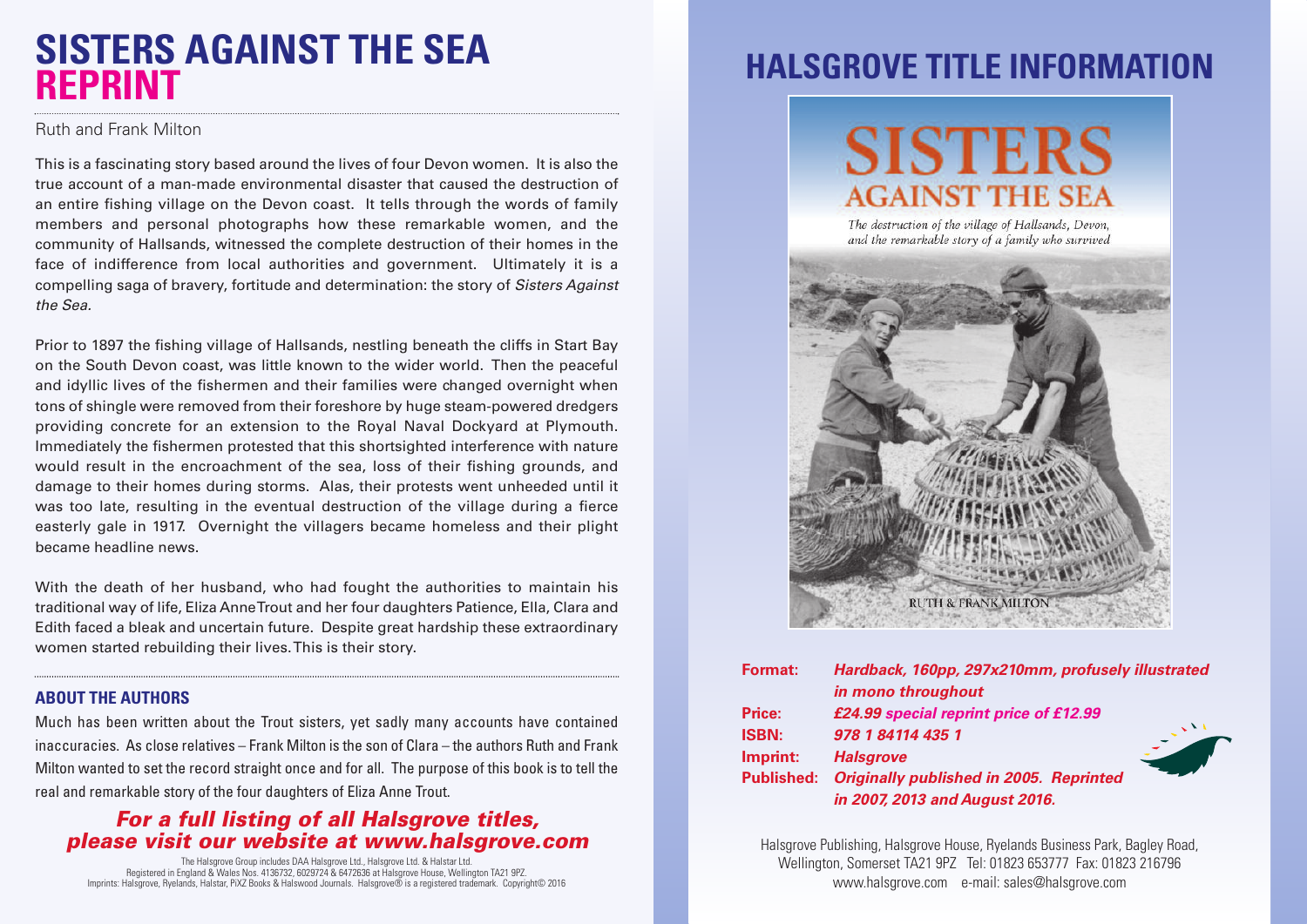# SISTERS AGAINST THE SEA REPRINT

Ruth and Frank Milton

This is a fascinating story based around the lives of four Devon women. It is also the true account of a man-made environmental disaster that caused the destruction of an entire fishing village on the Devon coast. It tells through the words of family members and personal photographs how these remarkable women, and the community of Hallsands, witnessed the complete destruction of their homes in the face of indifference from local authorities and government. Ultimately it is a compelling saga of bravery, fortitude and determination: the story of *Sisters Against the Sea.*

Prior to 1897 the fishing village of Hallsands, nestling beneath the cliffs in Start Bay on the South Devon coast, was little known to the wider world. Then the peaceful and idyllic lives of the fishermen and their families were changed overnight when tons of shingle were removed from their foreshore by huge steam-powered dredgers providing concrete for an extension to the Royal Naval Dockyard at Plymouth. Immediately the fishermen protested that this shortsighted interference with nature would result in the encroachment of the sea, loss of their fishing grounds, and damage to their homes during storms. Alas, their protests went unheeded until it was too late, resulting in the eventual destruction of the village during a fierce easterly gale in 1917. Overnight the villagers became homeless and their plight became headline news.

With the death of her husband, who had fought the authorities to maintain his traditional way of life, Eliza Anne Trout and her four daughters Patience, Ella, Clara and Edith faced a bleak and uncertain future. Despite great hardship these extraordinary women started rebuilding their lives. This is their story.

### ABOUT THE AUTHORS

Much has been written about the Trout sisters, yet sadly many accounts have contained inaccuracies. As close relatives – Frank Milton is the son of Clara – the authors Ruth and Frank Milton wanted to set the record straight once and for all. The purpose of this book is to tell the real and remarkable story of the four daughters of Eliza Anne Trout.

***For a full listing of all Halsgrove titles, please visit our website at www.halsgrove.com***

The Halsgrove Group includes DAA Halsgrove Ltd., Halsgrove Ltd. & Halstar Ltd.
Registered in England & Wales Nos. 4136732, 6029724 & 6472636 at Halsgrove House, Wellington TA21 9PZ.
Imprints: Halsgrove, Ryelands, Halstar, PiXZ Books & Halswood Journals. Halsgrove® is a registered trademark. Copyright© 2016

## HALSGROVE TITLE INFORMATION

**SISTERS AGAINST THE SEA**

*The destruction of the village of Hallsands, Devon, and the remarkable story of a family who survived*

RUTH & FRANK MILTON

**Format:** *Hardback, 160pp, 297x210mm, profusely illustrated in mono throughout*
**Price:** *£24.99 special reprint price of £12.99*
**ISBN:** *978 1 84114 435 1*
**Imprint:** *Halsgrove*
**Published:** *Originally published in 2005. Reprinted in 2007, 2013 and August 2016.*

Halsgrove Publishing, Halsgrove House, Ryelands Business Park, Bagley Road, Wellington, Somerset TA21 9PZ Tel: 01823 653777 Fax: 01823 216796
www.halsgrove.com e-mail: sales@halsgrove.com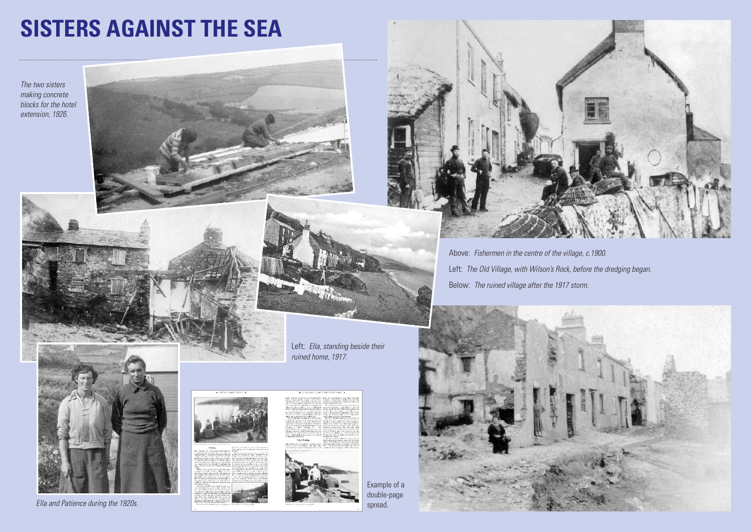# SISTERS AGAINST THE SEA

*The two sisters making concrete blocks for the hotel extension, 1926.*

Above: *Fishermen in the centre of the village, c.1900.*

Left: *The Old Village, with Wilson's Rock, before the dredging began.*

Below: *The ruined village after the 1917 storm.*

Left: *Ella, standing beside their ruined home, 1917.*

*Ella and Patience during the 1920s.*

Example of a double-page spread.